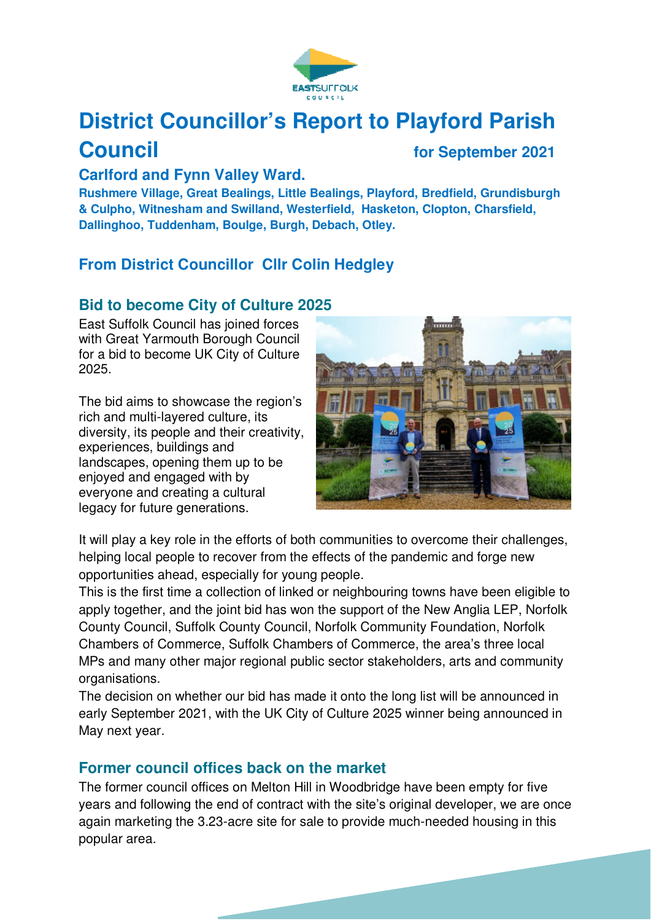# District Councillor's Report to Playford Parish Council

**for September 2021**

## Carlford and Fynn Valley Ward.

**Rushmere Village, Great Bealings, Little Bealings, Playford, Bredfield, Grundisburgh & Culpho, Witnesham and Swilland, Westerfield, Hasketon, Clopton, Charsfield, Dallinghoo, Tuddenham, Boulge, Burgh, Debach, Otley.**

## From District Councillor Cllr Colin Hedgley

## Bid to become City of Culture 2025

East Suffolk Council has joined forces with Great Yarmouth Borough Council for a bid to become UK City of Culture 2025.

The bid aims to showcase the region's rich and multi-layered culture, its diversity, its people and their creativity, experiences, buildings and landscapes, opening them up to be enjoyed and engaged with by everyone and creating a cultural legacy for future generations.

It will play a key role in the efforts of both communities to overcome their challenges, helping local people to recover from the effects of the pandemic and forge new opportunities ahead, especially for young people.

This is the first time a collection of linked or neighbouring towns have been eligible to apply together, and the joint bid has won the support of the New Anglia LEP, Norfolk County Council, Suffolk County Council, Norfolk Community Foundation, Norfolk Chambers of Commerce, Suffolk Chambers of Commerce, the area's three local MPs and many other major regional public sector stakeholders, arts and community organisations.

The decision on whether our bid has made it onto the long list will be announced in early September 2021, with the UK City of Culture 2025 winner being announced in May next year.

## Former council offices back on the market

The former council offices on Melton Hill in Woodbridge have been empty for five years and following the end of contract with the site's original developer, we are once again marketing the 3.23-acre site for sale to provide much-needed housing in this popular area.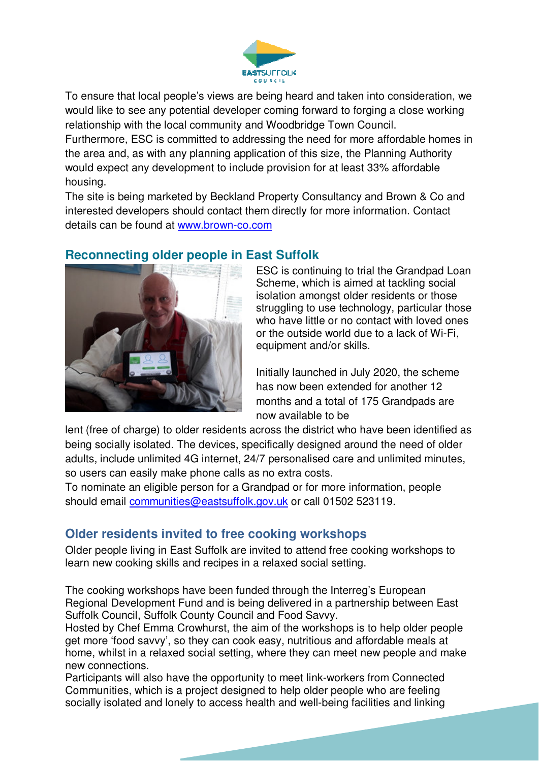To ensure that local people's views are being heard and taken into consideration, we would like to see any potential developer coming forward to forging a close working relationship with the local community and Woodbridge Town Council.

Furthermore, ESC is committed to addressing the need for more affordable homes in the area and, as with any planning application of this size, the Planning Authority would expect any development to include provision for at least 33% affordable housing.

The site is being marketed by Beckland Property Consultancy and Brown & Co and interested developers should contact them directly for more information. Contact details can be found at [www.brown-co.com](http://www.brown-co.com)

## Reconnecting older people in East Suffolk

ESC is continuing to trial the Grandpad Loan Scheme, which is aimed at tackling social isolation amongst older residents or those struggling to use technology, particular those who have little or no contact with loved ones or the outside world due to a lack of Wi-Fi, equipment and/or skills.

Initially launched in July 2020, the scheme has now been extended for another 12 months and a total of 175 Grandpads are now available to be lent (free of charge) to older residents across the district who have been identified as being socially isolated. The devices, specifically designed around the need of older adults, include unlimited 4G internet, 24/7 personalised care and unlimited minutes, so users can easily make phone calls as no extra costs.

To nominate an eligible person for a Grandpad or for more information, people should email [communities@eastsuffolk.gov.uk](mailto:communities@eastsuffolk.gov.uk) or call 01502 523119.

## Older residents invited to free cooking workshops

Older people living in East Suffolk are invited to attend free cooking workshops to learn new cooking skills and recipes in a relaxed social setting.

The cooking workshops have been funded through the Interreg's European Regional Development Fund and is being delivered in a partnership between East Suffolk Council, Suffolk County Council and Food Savvy.

Hosted by Chef Emma Crowhurst, the aim of the workshops is to help older people get more 'food savvy', so they can cook easy, nutritious and affordable meals at home, whilst in a relaxed social setting, where they can meet new people and make new connections.

Participants will also have the opportunity to meet link-workers from Connected Communities, which is a project designed to help older people who are feeling socially isolated and lonely to access health and well-being facilities and linking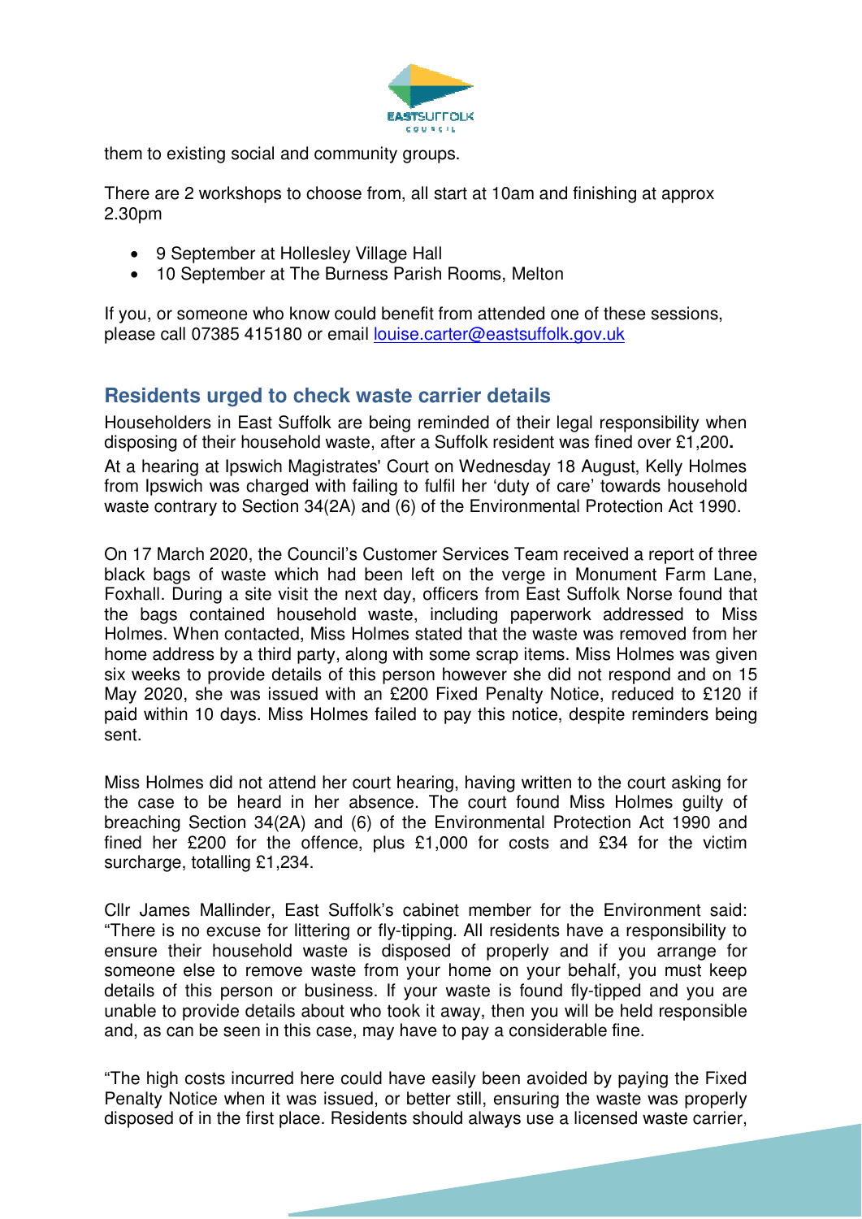them to existing social and community groups.

There are 2 workshops to choose from, all start at 10am and finishing at approx 2.30pm

- 9 September at Hollesley Village Hall
- 10 September at The Burness Parish Rooms, Melton

If you, or someone who know could benefit from attended one of these sessions, please call 07385 415180 or email louise.carter@eastsuffolk.gov.uk

## Residents urged to check waste carrier details

Householders in East Suffolk are being reminded of their legal responsibility when disposing of their household waste, after a Suffolk resident was fined over £1,200**.**

At a hearing at Ipswich Magistrates' Court on Wednesday 18 August, Kelly Holmes from Ipswich was charged with failing to fulfil her 'duty of care' towards household waste contrary to Section 34(2A) and (6) of the Environmental Protection Act 1990.

On 17 March 2020, the Council's Customer Services Team received a report of three black bags of waste which had been left on the verge in Monument Farm Lane, Foxhall. During a site visit the next day, officers from East Suffolk Norse found that the bags contained household waste, including paperwork addressed to Miss Holmes. When contacted, Miss Holmes stated that the waste was removed from her home address by a third party, along with some scrap items. Miss Holmes was given six weeks to provide details of this person however she did not respond and on 15 May 2020, she was issued with an £200 Fixed Penalty Notice, reduced to £120 if paid within 10 days. Miss Holmes failed to pay this notice, despite reminders being sent.

Miss Holmes did not attend her court hearing, having written to the court asking for the case to be heard in her absence. The court found Miss Holmes guilty of breaching Section 34(2A) and (6) of the Environmental Protection Act 1990 and fined her £200 for the offence, plus £1,000 for costs and £34 for the victim surcharge, totalling £1,234.

Cllr James Mallinder, East Suffolk's cabinet member for the Environment said: "There is no excuse for littering or fly-tipping. All residents have a responsibility to ensure their household waste is disposed of properly and if you arrange for someone else to remove waste from your home on your behalf, you must keep details of this person or business. If your waste is found fly-tipped and you are unable to provide details about who took it away, then you will be held responsible and, as can be seen in this case, may have to pay a considerable fine.

"The high costs incurred here could have easily been avoided by paying the Fixed Penalty Notice when it was issued, or better still, ensuring the waste was properly disposed of in the first place. Residents should always use a licensed waste carrier,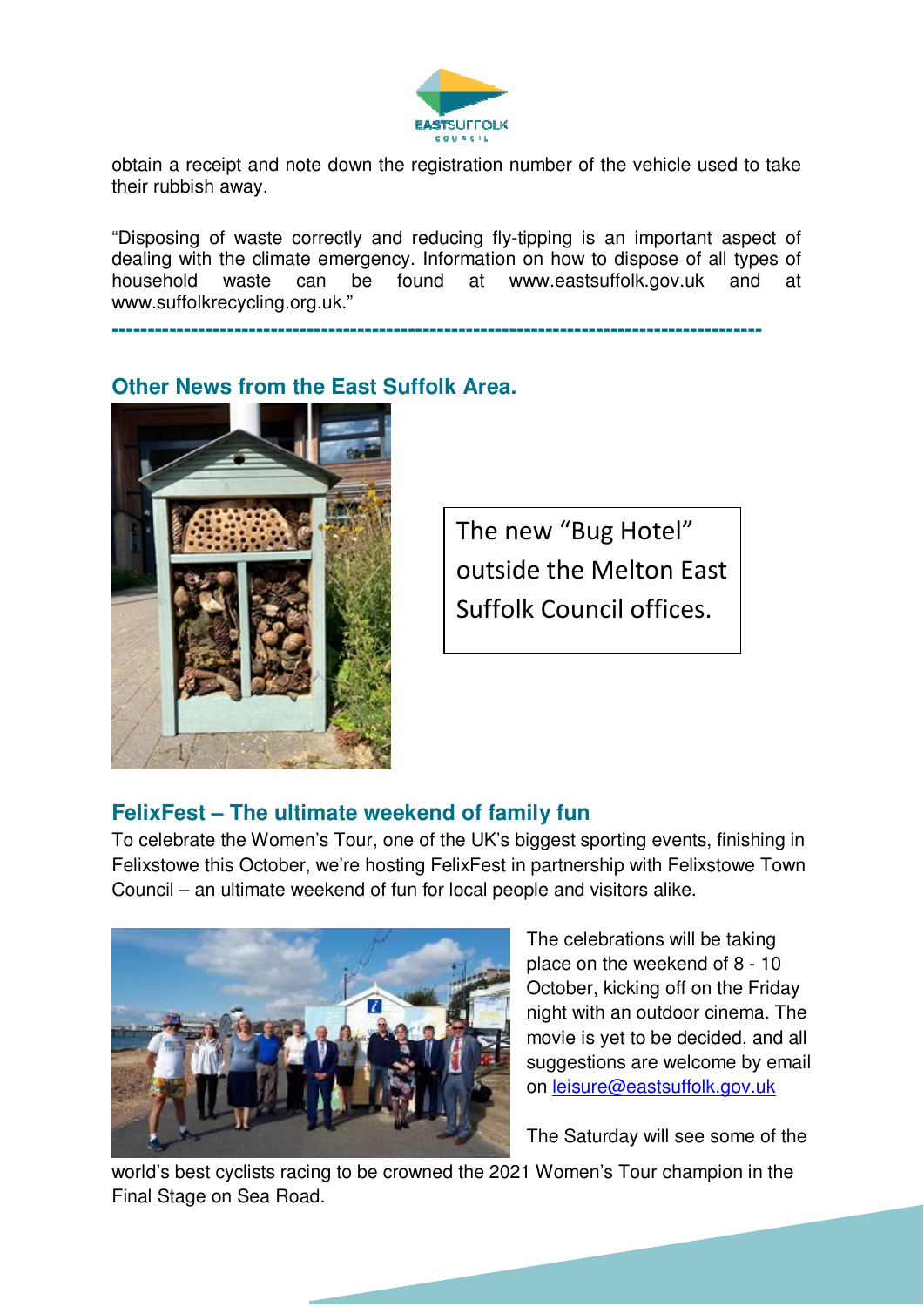obtain a receipt and note down the registration number of the vehicle used to take their rubbish away.

"Disposing of waste correctly and reducing fly-tipping is an important aspect of dealing with the climate emergency. Information on how to dispose of all types of household waste can be found at www.eastsuffolk.gov.uk and at www.suffolkrecycling.org.uk."

---

## Other News from the East Suffolk Area.

The new "Bug Hotel" outside the Melton East Suffolk Council offices.

## FelixFest – The ultimate weekend of family fun

To celebrate the Women's Tour, one of the UK's biggest sporting events, finishing in Felixstowe this October, we're hosting FelixFest in partnership with Felixstowe Town Council – an ultimate weekend of fun for local people and visitors alike.

The celebrations will be taking place on the weekend of 8 - 10 October, kicking off on the Friday night with an outdoor cinema. The movie is yet to be decided, and all suggestions are welcome by email on leisure@eastsuffolk.gov.uk

The Saturday will see some of the world's best cyclists racing to be crowned the 2021 Women's Tour champion in the Final Stage on Sea Road.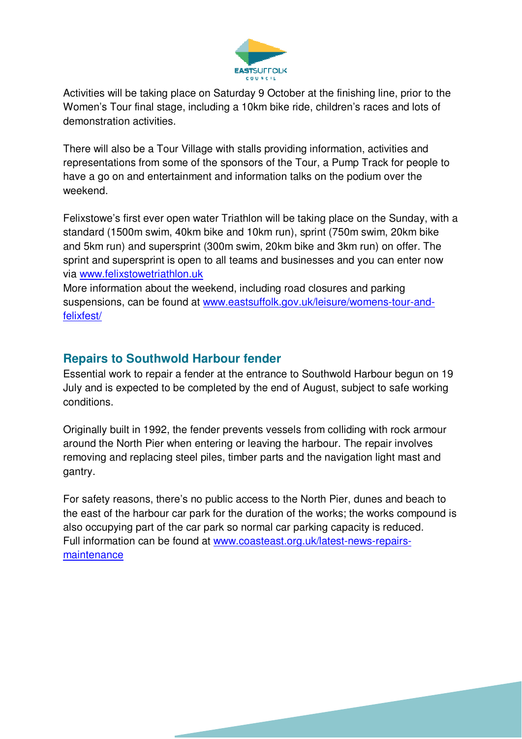Activities will be taking place on Saturday 9 October at the finishing line, prior to the Women's Tour final stage, including a 10km bike ride, children's races and lots of demonstration activities.

There will also be a Tour Village with stalls providing information, activities and representations from some of the sponsors of the Tour, a Pump Track for people to have a go on and entertainment and information talks on the podium over the weekend.

Felixstowe's first ever open water Triathlon will be taking place on the Sunday, with a standard (1500m swim, 40km bike and 10km run), sprint (750m swim, 20km bike and 5km run) and supersprint (300m swim, 20km bike and 3km run) on offer. The sprint and supersprint is open to all teams and businesses and you can enter now via [www.felixstowetriathlon.uk](http://www.felixstowetriathlon.uk)
More information about the weekend, including road closures and parking suspensions, can be found at [www.eastsuffolk.gov.uk/leisure/womens-tour-and-felixfest/](http://www.eastsuffolk.gov.uk/leisure/womens-tour-and-felixfest/)

## Repairs to Southwold Harbour fender

Essential work to repair a fender at the entrance to Southwold Harbour begun on 19 July and is expected to be completed by the end of August, subject to safe working conditions.

Originally built in 1992, the fender prevents vessels from colliding with rock armour around the North Pier when entering or leaving the harbour. The repair involves removing and replacing steel piles, timber parts and the navigation light mast and gantry.

For safety reasons, there's no public access to the North Pier, dunes and beach to the east of the harbour car park for the duration of the works; the works compound is also occupying part of the car park so normal car parking capacity is reduced.
Full information can be found at [www.coasteast.org.uk/latest-news-repairs-maintenance](http://www.coasteast.org.uk/latest-news-repairs-maintenance)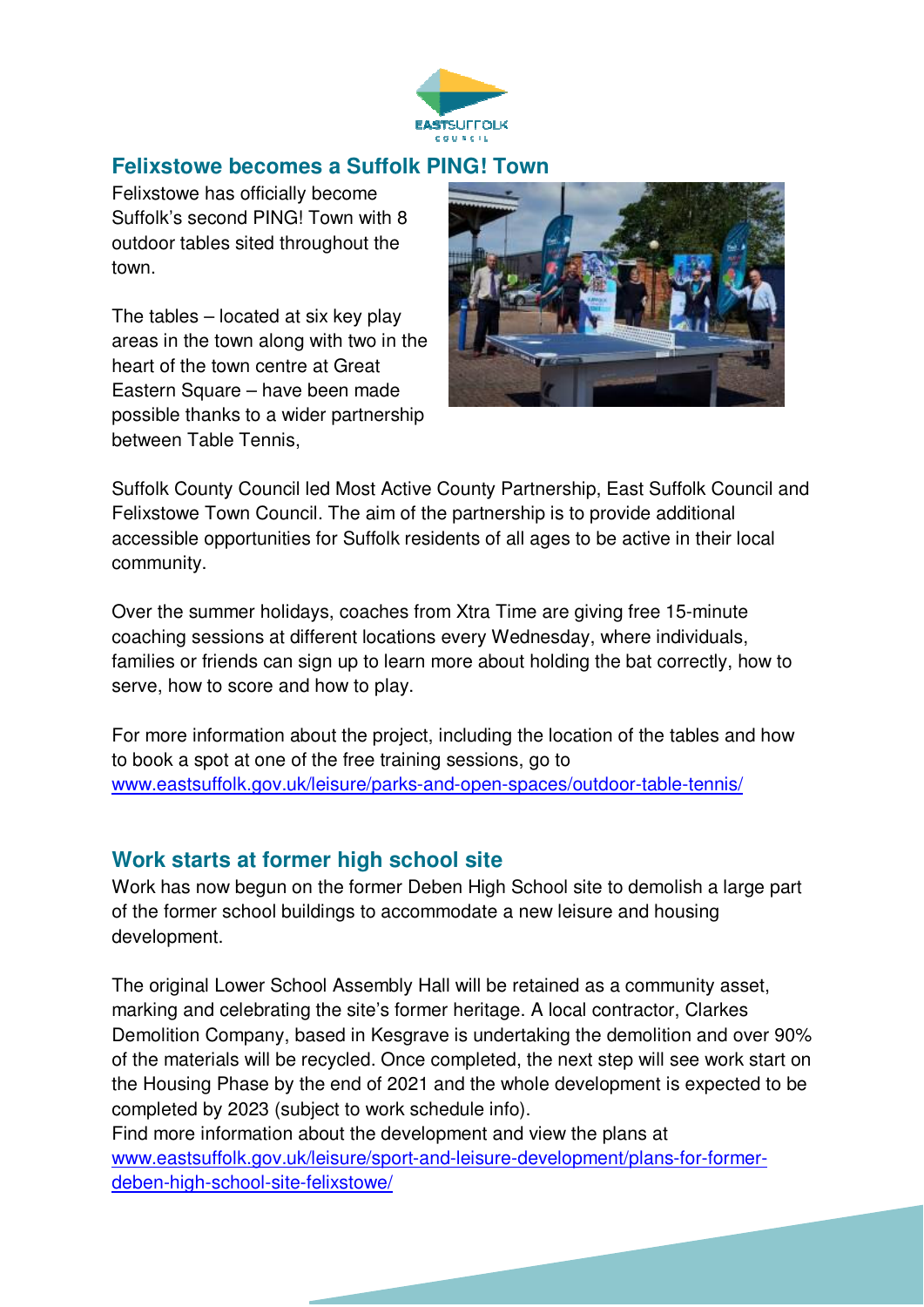## Felixstowe becomes a Suffolk PING! Town

Felixstowe has officially become Suffolk's second PING! Town with 8 outdoor tables sited throughout the town.

The tables – located at six key play areas in the town along with two in the heart of the town centre at Great Eastern Square – have been made possible thanks to a wider partnership between Table Tennis, Suffolk County Council led Most Active County Partnership, East Suffolk Council and Felixstowe Town Council. The aim of the partnership is to provide additional accessible opportunities for Suffolk residents of all ages to be active in their local community.

Over the summer holidays, coaches from Xtra Time are giving free 15-minute coaching sessions at different locations every Wednesday, where individuals, families or friends can sign up to learn more about holding the bat correctly, how to serve, how to score and how to play.

For more information about the project, including the location of the tables and how to book a spot at one of the free training sessions, go to [www.eastsuffolk.gov.uk/leisure/parks-and-open-spaces/outdoor-table-tennis/](www.eastsuffolk.gov.uk/leisure/parks-and-open-spaces/outdoor-table-tennis/)

## Work starts at former high school site

Work has now begun on the former Deben High School site to demolish a large part of the former school buildings to accommodate a new leisure and housing development.

The original Lower School Assembly Hall will be retained as a community asset, marking and celebrating the site's former heritage. A local contractor, Clarkes Demolition Company, based in Kesgrave is undertaking the demolition and over 90% of the materials will be recycled. Once completed, the next step will see work start on the Housing Phase by the end of 2021 and the whole development is expected to be completed by 2023 (subject to work schedule info).
Find more information about the development and view the plans at [www.eastsuffolk.gov.uk/leisure/sport-and-leisure-development/plans-for-former-deben-high-school-site-felixstowe/](www.eastsuffolk.gov.uk/leisure/sport-and-leisure-development/plans-for-former-deben-high-school-site-felixstowe/)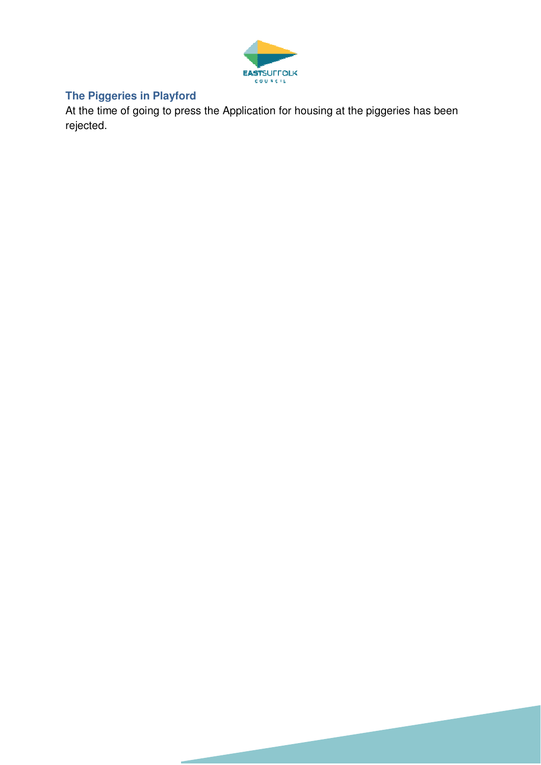### The Piggeries in Playford

At the time of going to press the Application for housing at the piggeries has been rejected.